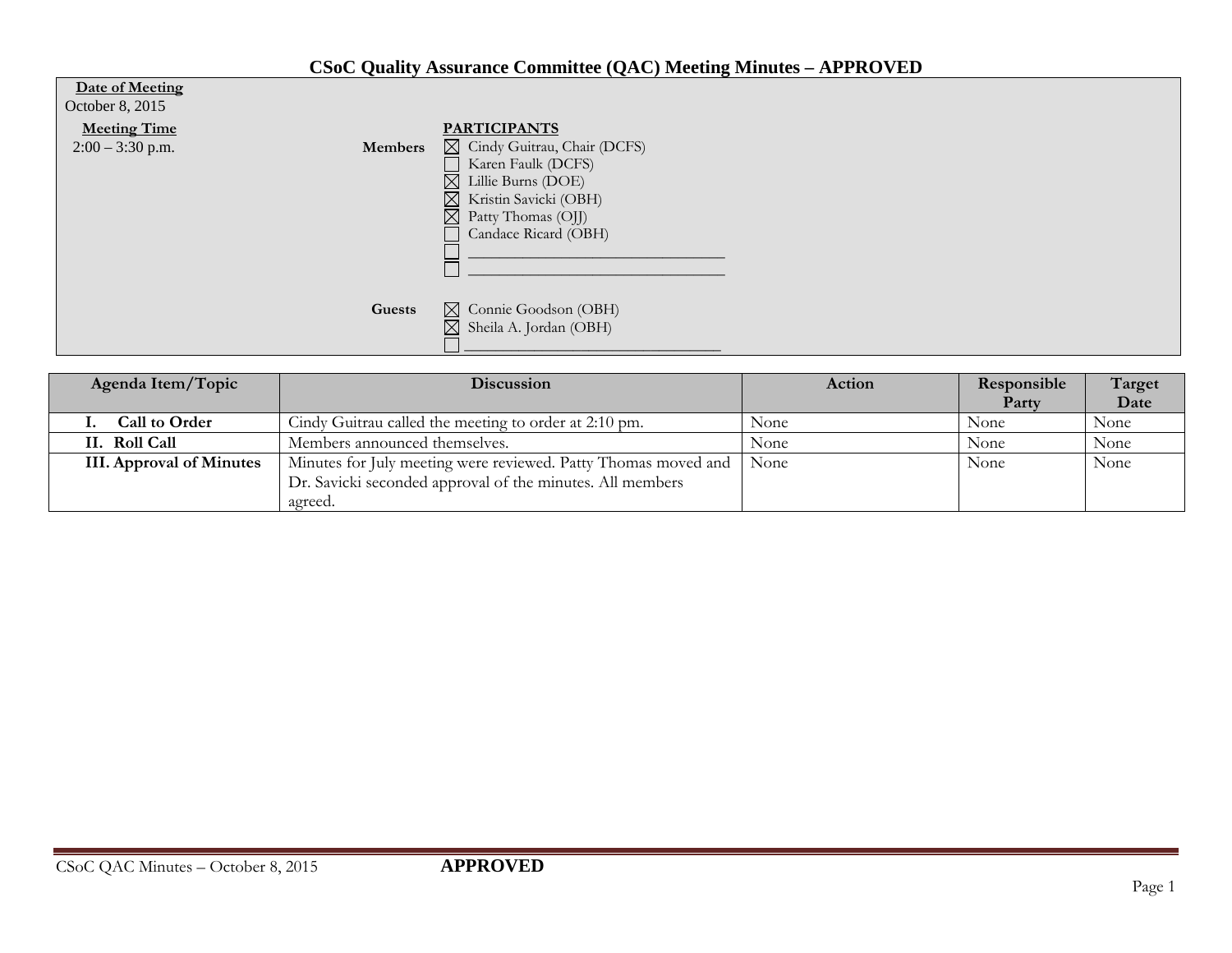# CSoC Quality Assurance Committee (QAC) Meeting Minutes – APPROVED

**Date of Meeting**
October 8, 2015

**Meeting Time**
2:00 – 3:30 p.m.

**PARTICIPANTS**

**Members**

- ☒ Cindy Guitrau, Chair (DCFS)
- ☐ Karen Faulk (DCFS)
- ☒ Lillie Burns (DOE)
- ☒ Kristin Savicki (OBH)
- ☒ Patty Thomas (OJJ)
- ☐ Candace Ricard (OBH)
- ☐ ______________________________
- ☐ ______________________________

**Guests**

- ☒ Connie Goodson (OBH)
- ☒ Sheila A. Jordan (OBH)
- ☐ ______________________________

| Agenda Item/Topic | Discussion | Action | Responsible Party | Target Date |
|---|---|---|---|---|
| **I. Call to Order** | Cindy Guitrau called the meeting to order at 2:10 pm. | None | None | None |
| **II. Roll Call** | Members announced themselves. | None | None | None |
| **III. Approval of Minutes** | Minutes for July meeting were reviewed. Patty Thomas moved and Dr. Savicki seconded approval of the minutes. All members agreed. | None | None | None |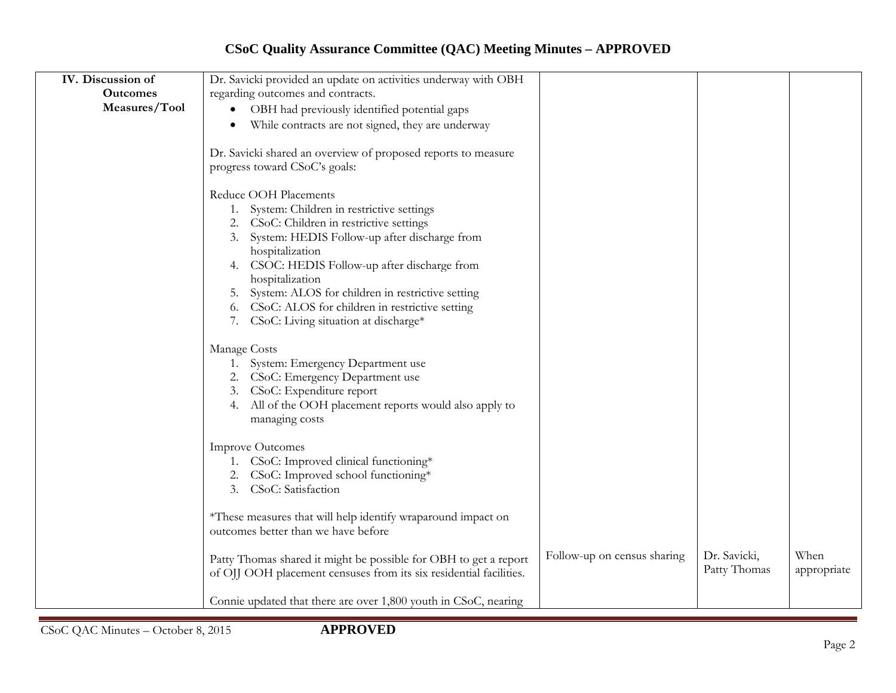# CSoC Quality Assurance Committee (QAC) Meeting Minutes – APPROVED

| | | | | |
|---|---|---|---|---|
| **IV. Discussion of Outcomes Measures/Tool** | Dr. Savicki provided an update on activities underway with OBH regarding outcomes and contracts.<br>• OBH had previously identified potential gaps<br>• While contracts are not signed, they are underway<br><br>Dr. Savicki shared an overview of proposed reports to measure progress toward CSoC's goals:<br><br>Reduce OOH Placements<br>1. System: Children in restrictive settings<br>2. CSoC: Children in restrictive settings<br>3. System: HEDIS Follow-up after discharge from hospitalization<br>4. CSOC: HEDIS Follow-up after discharge from hospitalization<br>5. System: ALOS for children in restrictive setting<br>6. CSoC: ALOS for children in restrictive setting<br>7. CSoC: Living situation at discharge*<br><br>Manage Costs<br>1. System: Emergency Department use<br>2. CSoC: Emergency Department use<br>3. CSoC: Expenditure report<br>4. All of the OOH placement reports would also apply to managing costs<br><br>Improve Outcomes<br>1. CSoC: Improved clinical functioning*<br>2. CSoC: Improved school functioning*<br>3. CSoC: Satisfaction<br><br>*These measures that will help identify wraparound impact on outcomes better than we have before | | | |
| | Patty Thomas shared it might be possible for OBH to get a report of OJJ OOH placement censuses from its six residential facilities. | Follow-up on census sharing | Dr. Savicki, Patty Thomas | When appropriate |
| | Connie updated that there are over 1,800 youth in CSoC, nearing | | | |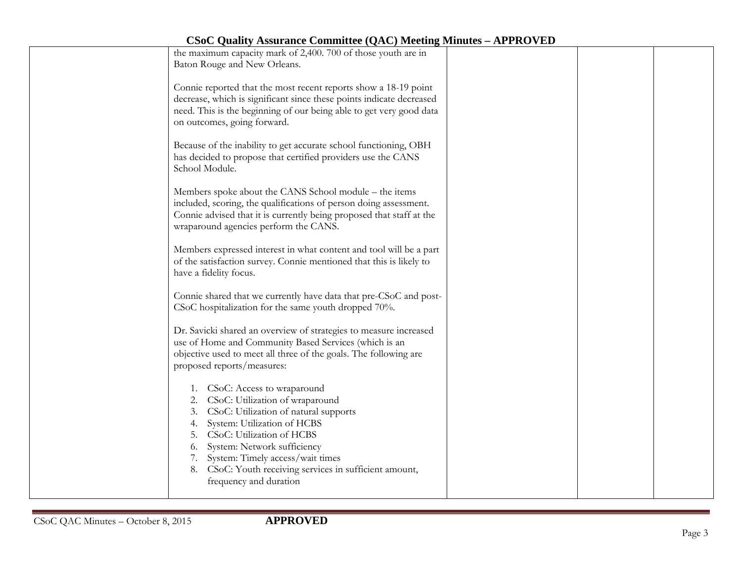| | | | | |
|---|---|---|---|---|
| | the maximum capacity mark of 2,400. 700 of those youth are in Baton Rouge and New Orleans.<br><br>Connie reported that the most recent reports show a 18-19 point decrease, which is significant since these points indicate decreased need. This is the beginning of our being able to get very good data on outcomes, going forward.<br><br>Because of the inability to get accurate school functioning, OBH has decided to propose that certified providers use the CANS School Module.<br><br>Members spoke about the CANS School module – the items included, scoring, the qualifications of person doing assessment. Connie advised that it is currently being proposed that staff at the wraparound agencies perform the CANS.<br><br>Members expressed interest in what content and tool will be a part of the satisfaction survey. Connie mentioned that this is likely to have a fidelity focus.<br><br>Connie shared that we currently have data that pre-CSoC and post-CSoC hospitalization for the same youth dropped 70%.<br><br>Dr. Savicki shared an overview of strategies to measure increased use of Home and Community Based Services (which is an objective used to meet all three of the goals. The following are proposed reports/measures:<br><br>1. CSoC: Access to wraparound<br>2. CSoC: Utilization of wraparound<br>3. CSoC: Utilization of natural supports<br>4. System: Utilization of HCBS<br>5. CSoC: Utilization of HCBS<br>6. System: Network sufficiency<br>7. System: Timely access/wait times<br>8. CSoC: Youth receiving services in sufficient amount, frequency and duration | | | |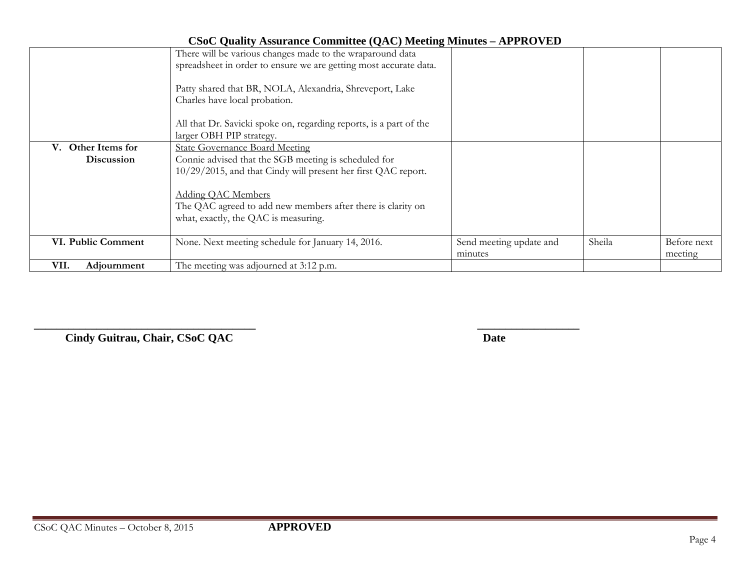# CSoC Quality Assurance Committee (QAC) Meeting Minutes – APPROVED

| | | | | |
|---|---|---|---|---|
| | There will be various changes made to the wraparound data spreadsheet in order to ensure we are getting most accurate data.<br><br>Patty shared that BR, NOLA, Alexandria, Shreveport, Lake Charles have local probation.<br><br>All that Dr. Savicki spoke on, regarding reports, is a part of the larger OBH PIP strategy. | | | |
| **V. Other Items for Discussion** | <u>State Governance Board Meeting</u><br>Connie advised that the SGB meeting is scheduled for 10/29/2015, and that Cindy will present her first QAC report.<br><br><u>Adding QAC Members</u><br>The QAC agreed to add new members after there is clarity on what, exactly, the QAC is measuring. | | | |
| **VI. Public Comment** | None. Next meeting schedule for January 14, 2016. | Send meeting update and minutes | Sheila | Before next meeting |
| **VII. Adjournment** | The meeting was adjourned at 3:12 p.m. | | | |

\_\_\_\_\_\_\_\_\_\_\_\_\_\_\_\_\_\_\_\_\_\_\_\_\_\_\_\_\_\_\_\_\_\_\_\_\_\_\_\_
**Cindy Guitrau, Chair, CSoC QAC**

\_\_\_\_\_\_\_\_\_\_\_\_\_\_\_\_\_\_\_\_
**Date**

CSoC QAC Minutes – October 8, 2015 **APPROVED**